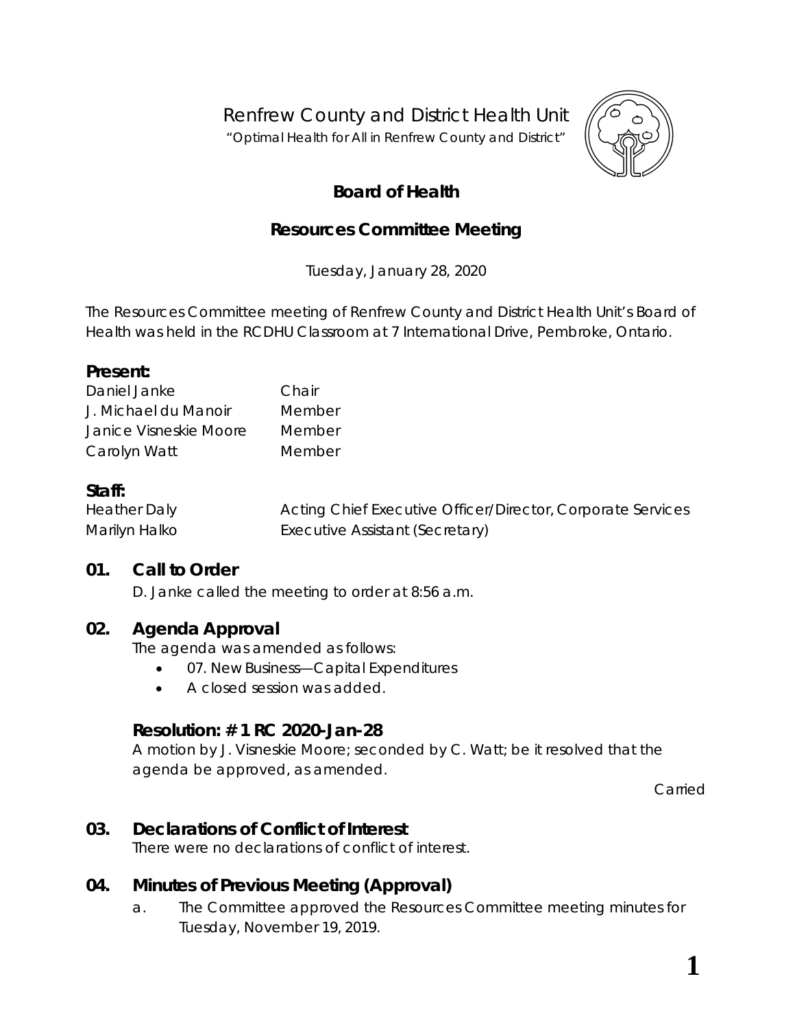# Renfrew County and District Health Unit

"Optimal Health for All in Renfrew County and District"

## Board of Health

## Resources Committee Meeting

Tuesday, January 28, 2020

The Resources Committee meeting of Renfrew County and District Health Unit's Board of Health was held in the RCDHU Classroom at 7 International Drive, Pembroke, Ontario.

### Present:

| | |
|---|---|
| Daniel Janke | Chair |
| J. Michael du Manoir | Member |
| Janice Visneskie Moore | Member |
| Carolyn Watt | Member |

### Staff:

| | |
|---|---|
| Heather Daly | Acting Chief Executive Officer/Director, Corporate Services |
| Marilyn Halko | Executive Assistant (Secretary) |

### 01. Call to Order

D. Janke called the meeting to order at 8:56 a.m.

### 02. Agenda Approval

The agenda was amended as follows:

- 07. New Business—Capital Expenditures
- A closed session was added.

#### Resolution: # 1 RC 2020-Jan-28

A motion by J. Visneskie Moore; seconded by C. Watt; be it resolved that the agenda be approved, as amended.

Carried

### 03. Declarations of Conflict of Interest

There were no declarations of conflict of interest.

### 04. Minutes of Previous Meeting (Approval)

a. The Committee approved the Resources Committee meeting minutes for Tuesday, November 19, 2019.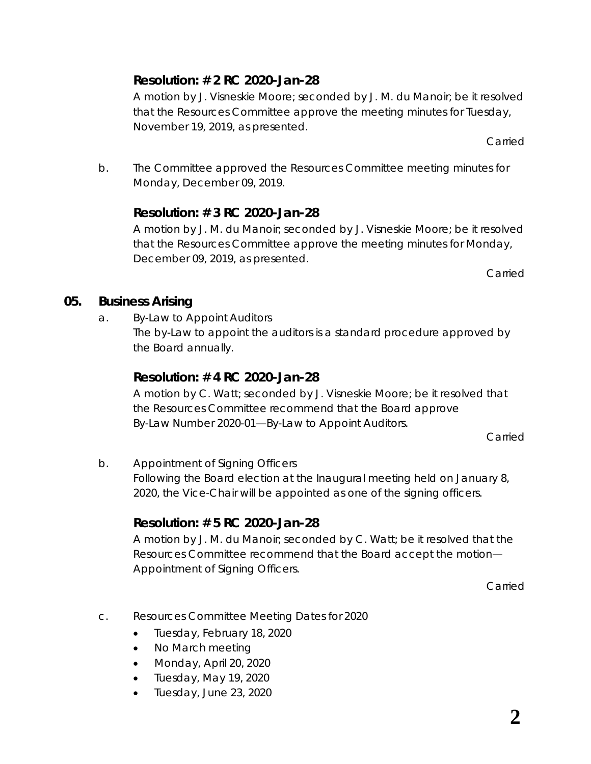**Resolution: # 2 RC 2020-Jan-28**

A motion by J. Visneskie Moore; seconded by J. M. du Manoir; be it resolved that the Resources Committee approve the meeting minutes for Tuesday, November 19, 2019, as presented.

Carried

b. The Committee approved the Resources Committee meeting minutes for Monday, December 09, 2019.

**Resolution: # 3 RC 2020-Jan-28**

A motion by J. M. du Manoir; seconded by J. Visneskie Moore; be it resolved that the Resources Committee approve the meeting minutes for Monday, December 09, 2019, as presented.

Carried

## 05. Business Arising

a. By-Law to Appoint Auditors

The by-Law to appoint the auditors is a standard procedure approved by the Board annually.

**Resolution: # 4 RC 2020-Jan-28**

A motion by C. Watt; seconded by J. Visneskie Moore; be it resolved that the Resources Committee recommend that the Board approve By-Law Number 2020-01—By-Law to Appoint Auditors.

Carried

b. Appointment of Signing Officers

Following the Board election at the Inaugural meeting held on January 8, 2020, the Vice-Chair will be appointed as one of the signing officers.

**Resolution: # 5 RC 2020-Jan-28**

A motion by J. M. du Manoir; seconded by C. Watt; be it resolved that the Resources Committee recommend that the Board accept the motion—Appointment of Signing Officers.

Carried

c. Resources Committee Meeting Dates for 2020

- Tuesday, February 18, 2020
- No March meeting
- Monday, April 20, 2020
- Tuesday, May 19, 2020
- Tuesday, June 23, 2020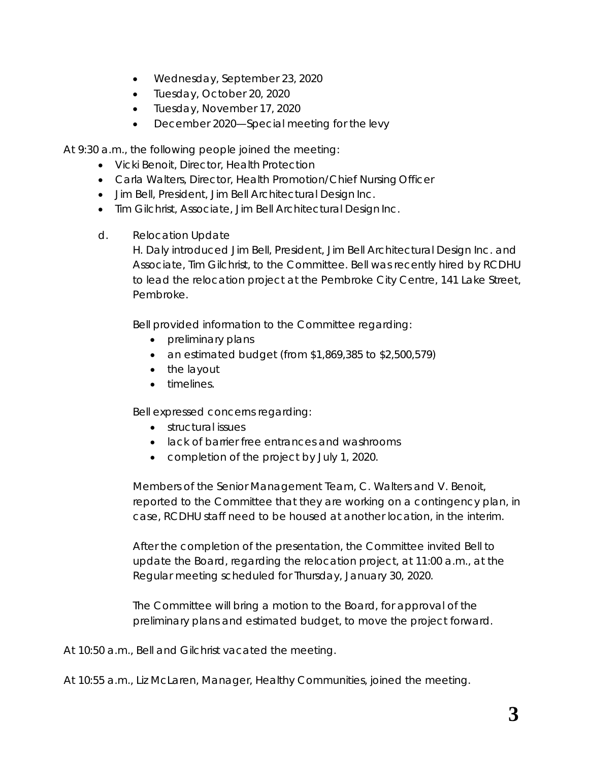- Wednesday, September 23, 2020
- Tuesday, October 20, 2020
- Tuesday, November 17, 2020
- December 2020—Special meeting for the levy

At 9:30 a.m., the following people joined the meeting:

- Vicki Benoit, Director, Health Protection
- Carla Walters, Director, Health Promotion/Chief Nursing Officer
- Jim Bell, President, Jim Bell Architectural Design Inc.
- Tim Gilchrist, Associate, Jim Bell Architectural Design Inc.

d. Relocation Update

H. Daly introduced Jim Bell, President, Jim Bell Architectural Design Inc. and Associate, Tim Gilchrist, to the Committee. Bell was recently hired by RCDHU to lead the relocation project at the Pembroke City Centre, 141 Lake Street, Pembroke.

Bell provided information to the Committee regarding:

- preliminary plans
- an estimated budget (from $1,869,385 to $2,500,579)
- the layout
- timelines.

Bell expressed concerns regarding:

- structural issues
- lack of barrier free entrances and washrooms
- completion of the project by July 1, 2020.

Members of the Senior Management Team, C. Walters and V. Benoit, reported to the Committee that they are working on a contingency plan, in case, RCDHU staff need to be housed at another location, in the interim.

After the completion of the presentation, the Committee invited Bell to update the Board, regarding the relocation project, at 11:00 a.m., at the Regular meeting scheduled for Thursday, January 30, 2020.

The Committee will bring a motion to the Board, for approval of the preliminary plans and estimated budget, to move the project forward.

At 10:50 a.m., Bell and Gilchrist vacated the meeting.

At 10:55 a.m., Liz McLaren, Manager, Healthy Communities, joined the meeting.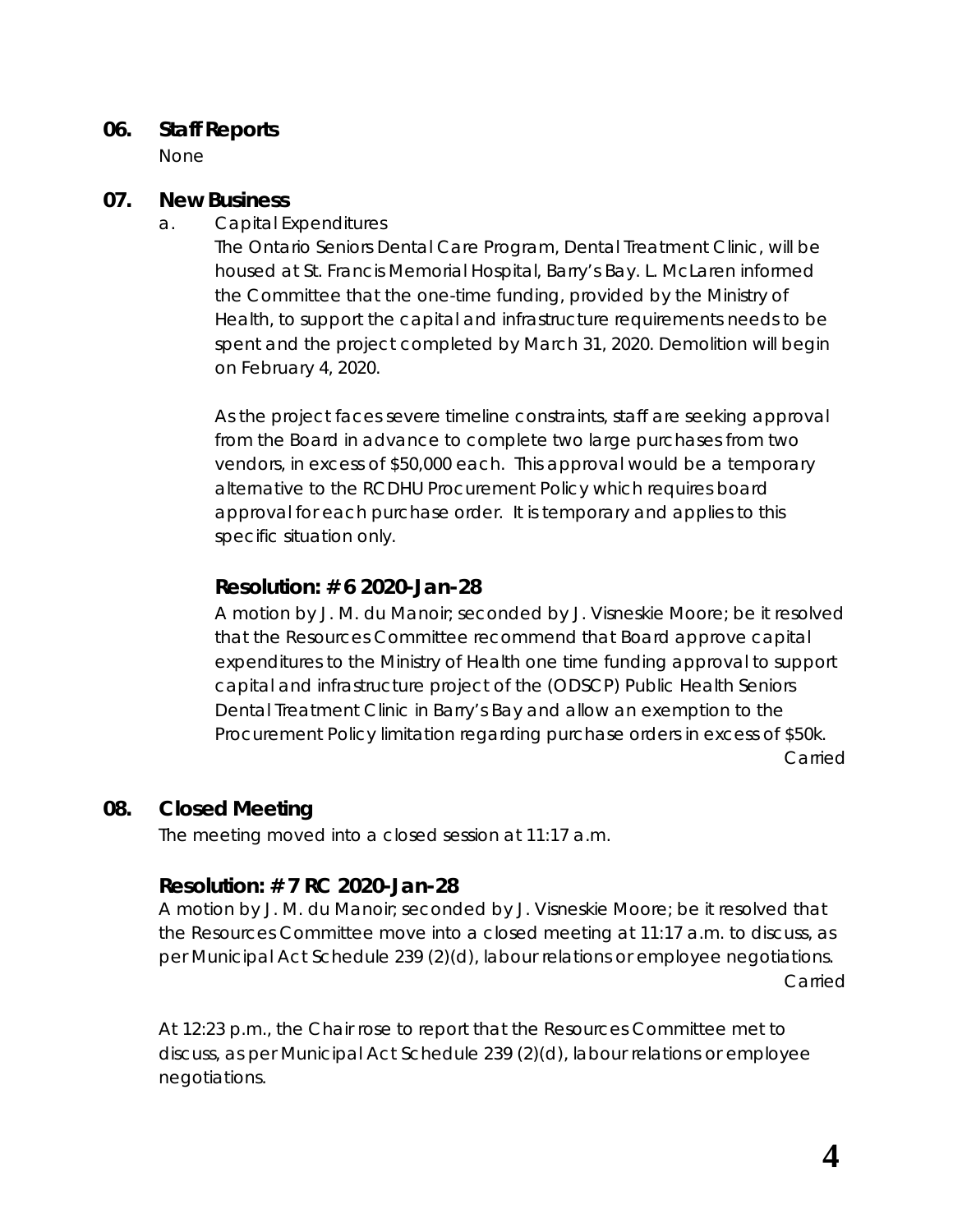## 06. Staff Reports

None

## 07. New Business

a. Capital Expenditures

The Ontario Seniors Dental Care Program, Dental Treatment Clinic, will be housed at St. Francis Memorial Hospital, Barry's Bay. L. McLaren informed the Committee that the one-time funding, provided by the Ministry of Health, to support the capital and infrastructure requirements needs to be spent and the project completed by March 31, 2020. Demolition will begin on February 4, 2020.

As the project faces severe timeline constraints, staff are seeking approval from the Board in advance to complete two large purchases from two vendors, in excess of $50,000 each. This approval would be a temporary alternative to the RCDHU Procurement Policy which requires board approval for each purchase order. It is temporary and applies to this specific situation only.

### Resolution: # 6 2020-Jan-28

A motion by J. M. du Manoir; seconded by J. Visneskie Moore; be it resolved that the Resources Committee recommend that Board approve capital expenditures to the Ministry of Health one time funding approval to support capital and infrastructure project of the (ODSCP) Public Health Seniors Dental Treatment Clinic in Barry's Bay and allow an exemption to the Procurement Policy limitation regarding purchase orders in excess of $50k.

Carried

## 08. Closed Meeting

The meeting moved into a closed session at 11:17 a.m.

### Resolution: # 7 RC 2020-Jan-28

A motion by J. M. du Manoir; seconded by J. Visneskie Moore; be it resolved that the Resources Committee move into a closed meeting at 11:17 a.m. to discuss, as per Municipal Act Schedule 239 (2)(d), labour relations or employee negotiations.

Carried

At 12:23 p.m., the Chair rose to report that the Resources Committee met to discuss, as per Municipal Act Schedule 239 (2)(d), labour relations or employee negotiations.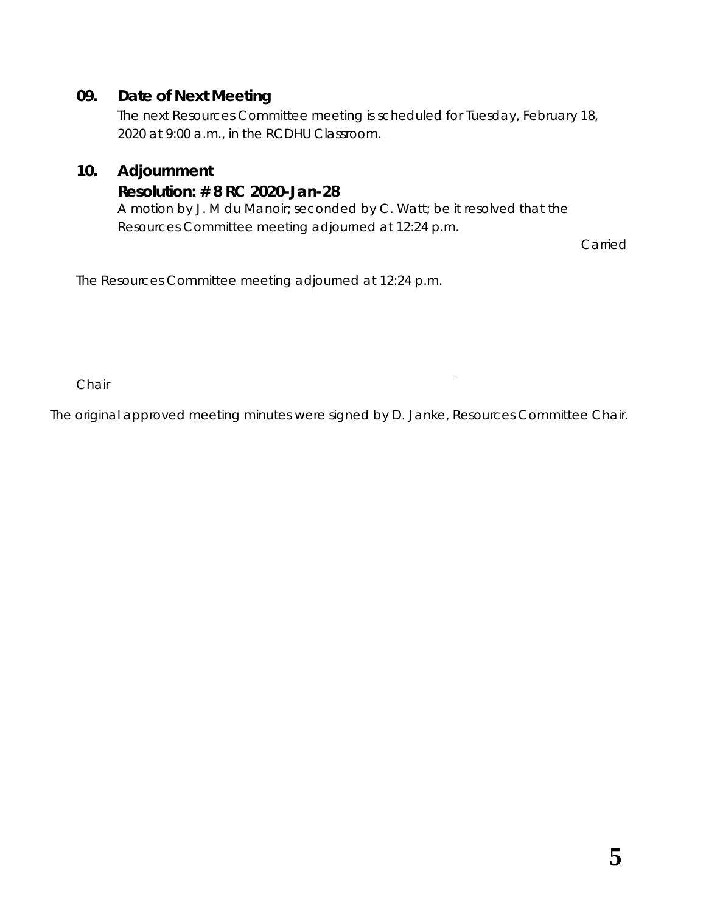## 09. Date of Next Meeting

The next Resources Committee meeting is scheduled for Tuesday, February 18, 2020 at 9:00 a.m., in the RCDHU Classroom.

## 10. Adjournment

**Resolution: # 8 RC 2020-Jan-28**

A motion by J. M du Manoir; seconded by C. Watt; be it resolved that the Resources Committee meeting adjourned at 12:24 p.m.

Carried

The Resources Committee meeting adjourned at 12:24 p.m.

\_\_\_\_\_\_\_\_\_\_\_\_\_\_\_\_\_\_\_\_\_\_\_\_\_\_\_\_\_\_\_\_\_\_\_\_\_\_\_\_

Chair

The original approved meeting minutes were signed by D. Janke, Resources Committee Chair.